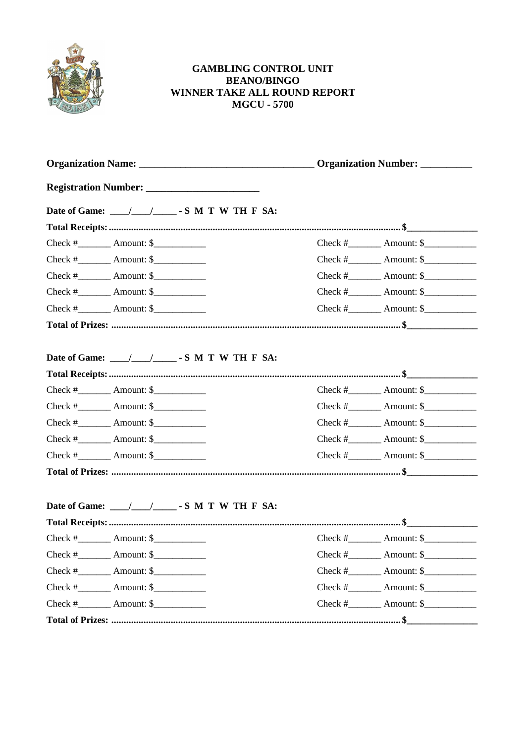# GAMBLING CONTROL UNIT
# BEANO/BINGO
# WINNER TAKE ALL ROUND REPORT
# MGCU - 5700

**Organization Name: ________________________________ Organization Number: __________**

**Registration Number: ______________________**

**Date of Game: ____/____/_____ - S M T W TH F SA:**

**Total Receipts:.................................................................................................................. $_______________**

Check #_______ Amount: $___________ Check #_______ Amount: $___________

Check #_______ Amount: $___________ Check #_______ Amount: $___________

Check #_______ Amount: $___________ Check #_______ Amount: $___________

Check #_______ Amount: $___________ Check #_______ Amount: $___________

Check #_______ Amount: $___________ Check #_______ Amount: $___________

**Total of Prizes: ................................................................................................................. $_______________**

**Date of Game: ____/____/_____ - S M T W TH F SA:**

**Total Receipts:.................................................................................................................. $_______________**

Check #_______ Amount: $___________ Check #_______ Amount: $___________

Check #_______ Amount: $___________ Check #_______ Amount: $___________

Check #_______ Amount: $___________ Check #_______ Amount: $___________

Check #_______ Amount: $___________ Check #_______ Amount: $___________

Check #_______ Amount: $___________ Check #_______ Amount: $___________

**Total of Prizes: ................................................................................................................. $_______________**

**Date of Game: ____/____/_____ - S M T W TH F SA:**

**Total Receipts:.................................................................................................................. $_______________**

Check #_______ Amount: $___________ Check #_______ Amount: $___________

Check #_______ Amount: $___________ Check #_______ Amount: $___________

Check #_______ Amount: $___________ Check #_______ Amount: $___________

Check #_______ Amount: $___________ Check #_______ Amount: $___________

Check #_______ Amount: $___________ Check #_______ Amount: $___________

**Total of Prizes: ................................................................................................................. $_______________**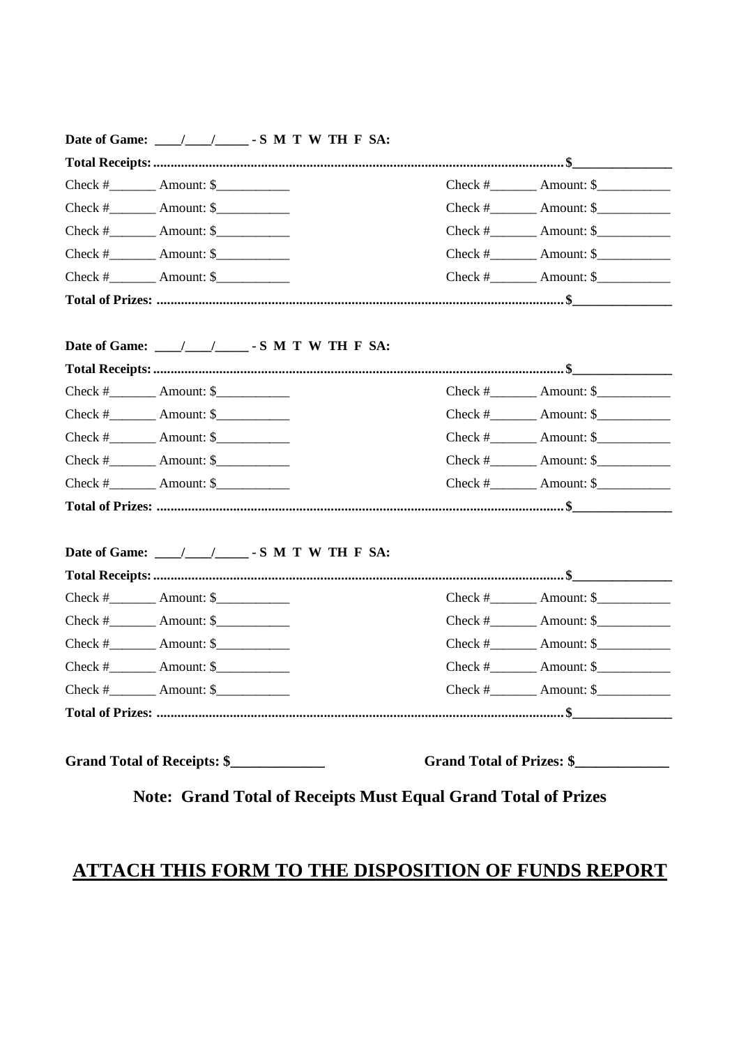**Date of Game: \_\_\_\_/\_\_\_\_/\_\_\_\_\_ - S M T W TH F SA:**

**Total Receipts:..................................................................................................................$\_\_\_\_\_\_\_\_\_\_\_\_\_\_\_**

| | |
|---|---|
| Check #\_\_\_\_\_\_\_ Amount: $\_\_\_\_\_\_\_\_\_\_\_ | Check #\_\_\_\_\_\_\_ Amount: $\_\_\_\_\_\_\_\_\_\_\_ |
| Check #\_\_\_\_\_\_\_ Amount: $\_\_\_\_\_\_\_\_\_\_\_ | Check #\_\_\_\_\_\_\_ Amount: $\_\_\_\_\_\_\_\_\_\_\_ |
| Check #\_\_\_\_\_\_\_ Amount: $\_\_\_\_\_\_\_\_\_\_\_ | Check #\_\_\_\_\_\_\_ Amount: $\_\_\_\_\_\_\_\_\_\_\_ |
| Check #\_\_\_\_\_\_\_ Amount: $\_\_\_\_\_\_\_\_\_\_\_ | Check #\_\_\_\_\_\_\_ Amount: $\_\_\_\_\_\_\_\_\_\_\_ |
| Check #\_\_\_\_\_\_\_ Amount: $\_\_\_\_\_\_\_\_\_\_\_ | Check #\_\_\_\_\_\_\_ Amount: $\_\_\_\_\_\_\_\_\_\_\_ |

**Total of Prizes: ...............................................................................................................$\_\_\_\_\_\_\_\_\_\_\_\_\_\_\_**

**Date of Game: \_\_\_\_/\_\_\_\_/\_\_\_\_\_ - S M T W TH F SA:**

**Total Receipts:..................................................................................................................$\_\_\_\_\_\_\_\_\_\_\_\_\_\_\_**

| | |
|---|---|
| Check #\_\_\_\_\_\_\_ Amount: $\_\_\_\_\_\_\_\_\_\_\_ | Check #\_\_\_\_\_\_\_ Amount: $\_\_\_\_\_\_\_\_\_\_\_ |
| Check #\_\_\_\_\_\_\_ Amount: $\_\_\_\_\_\_\_\_\_\_\_ | Check #\_\_\_\_\_\_\_ Amount: $\_\_\_\_\_\_\_\_\_\_\_ |
| Check #\_\_\_\_\_\_\_ Amount: $\_\_\_\_\_\_\_\_\_\_\_ | Check #\_\_\_\_\_\_\_ Amount: $\_\_\_\_\_\_\_\_\_\_\_ |
| Check #\_\_\_\_\_\_\_ Amount: $\_\_\_\_\_\_\_\_\_\_\_ | Check #\_\_\_\_\_\_\_ Amount: $\_\_\_\_\_\_\_\_\_\_\_ |
| Check #\_\_\_\_\_\_\_ Amount: $\_\_\_\_\_\_\_\_\_\_\_ | Check #\_\_\_\_\_\_\_ Amount: $\_\_\_\_\_\_\_\_\_\_\_ |

**Total of Prizes: ...............................................................................................................$\_\_\_\_\_\_\_\_\_\_\_\_\_\_\_**

**Date of Game: \_\_\_\_/\_\_\_\_/\_\_\_\_\_ - S M T W TH F SA:**

**Total Receipts:..................................................................................................................$\_\_\_\_\_\_\_\_\_\_\_\_\_\_\_**

| | |
|---|---|
| Check #\_\_\_\_\_\_\_ Amount: $\_\_\_\_\_\_\_\_\_\_\_ | Check #\_\_\_\_\_\_\_ Amount: $\_\_\_\_\_\_\_\_\_\_\_ |
| Check #\_\_\_\_\_\_\_ Amount: $\_\_\_\_\_\_\_\_\_\_\_ | Check #\_\_\_\_\_\_\_ Amount: $\_\_\_\_\_\_\_\_\_\_\_ |
| Check #\_\_\_\_\_\_\_ Amount: $\_\_\_\_\_\_\_\_\_\_\_ | Check #\_\_\_\_\_\_\_ Amount: $\_\_\_\_\_\_\_\_\_\_\_ |
| Check #\_\_\_\_\_\_\_ Amount: $\_\_\_\_\_\_\_\_\_\_\_ | Check #\_\_\_\_\_\_\_ Amount: $\_\_\_\_\_\_\_\_\_\_\_ |
| Check #\_\_\_\_\_\_\_ Amount: $\_\_\_\_\_\_\_\_\_\_\_ | Check #\_\_\_\_\_\_\_ Amount: $\_\_\_\_\_\_\_\_\_\_\_ |

**Total of Prizes: ...............................................................................................................$\_\_\_\_\_\_\_\_\_\_\_\_\_\_\_**

**Grand Total of Receipts: $\_\_\_\_\_\_\_\_\_\_\_\_\_** **Grand Total of Prizes: $\_\_\_\_\_\_\_\_\_\_\_\_\_**

**Note: Grand Total of Receipts Must Equal Grand Total of Prizes**

## **ATTACH THIS FORM TO THE DISPOSITION OF FUNDS REPORT**